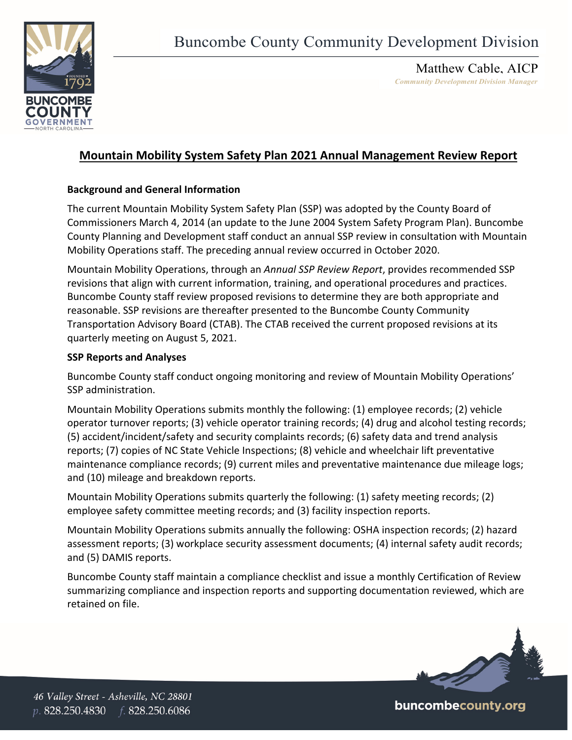Buncombe County Community Development Division

Matthew Cable, AICP
*Community Development Division Manager*

# Mountain Mobility System Safety Plan 2021 Annual Management Review Report

**Background and General Information**

The current Mountain Mobility System Safety Plan (SSP) was adopted by the County Board of Commissioners March 4, 2014 (an update to the June 2004 System Safety Program Plan). Buncombe County Planning and Development staff conduct an annual SSP review in consultation with Mountain Mobility Operations staff. The preceding annual review occurred in October 2020.

Mountain Mobility Operations, through an *Annual SSP Review Report*, provides recommended SSP revisions that align with current information, training, and operational procedures and practices. Buncombe County staff review proposed revisions to determine they are both appropriate and reasonable. SSP revisions are thereafter presented to the Buncombe County Community Transportation Advisory Board (CTAB). The CTAB received the current proposed revisions at its quarterly meeting on August 5, 2021.

**SSP Reports and Analyses**

Buncombe County staff conduct ongoing monitoring and review of Mountain Mobility Operations' SSP administration.

Mountain Mobility Operations submits monthly the following: (1) employee records; (2) vehicle operator turnover reports; (3) vehicle operator training records; (4) drug and alcohol testing records; (5) accident/incident/safety and security complaints records; (6) safety data and trend analysis reports; (7) copies of NC State Vehicle Inspections; (8) vehicle and wheelchair lift preventative maintenance compliance records; (9) current miles and preventative maintenance due mileage logs; and (10) mileage and breakdown reports.

Mountain Mobility Operations submits quarterly the following: (1) safety meeting records; (2) employee safety committee meeting records; and (3) facility inspection reports.

Mountain Mobility Operations submits annually the following: OSHA inspection records; (2) hazard assessment reports; (3) workplace security assessment documents; (4) internal safety audit records; and (5) DAMIS reports.

Buncombe County staff maintain a compliance checklist and issue a monthly Certification of Review summarizing compliance and inspection reports and supporting documentation reviewed, which are retained on file.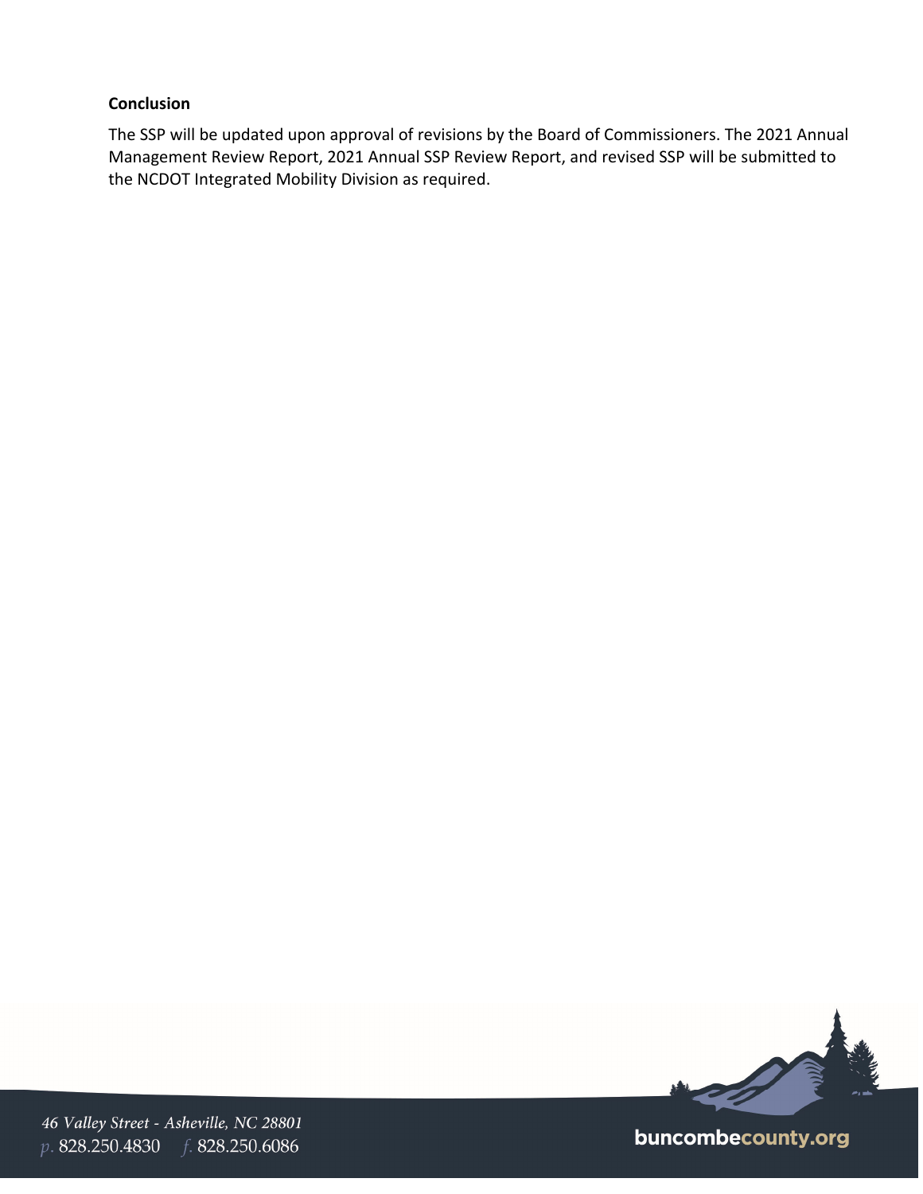**Conclusion**

The SSP will be updated upon approval of revisions by the Board of Commissioners. The 2021 Annual Management Review Report, 2021 Annual SSP Review Report, and revised SSP will be submitted to the NCDOT Integrated Mobility Division as required.